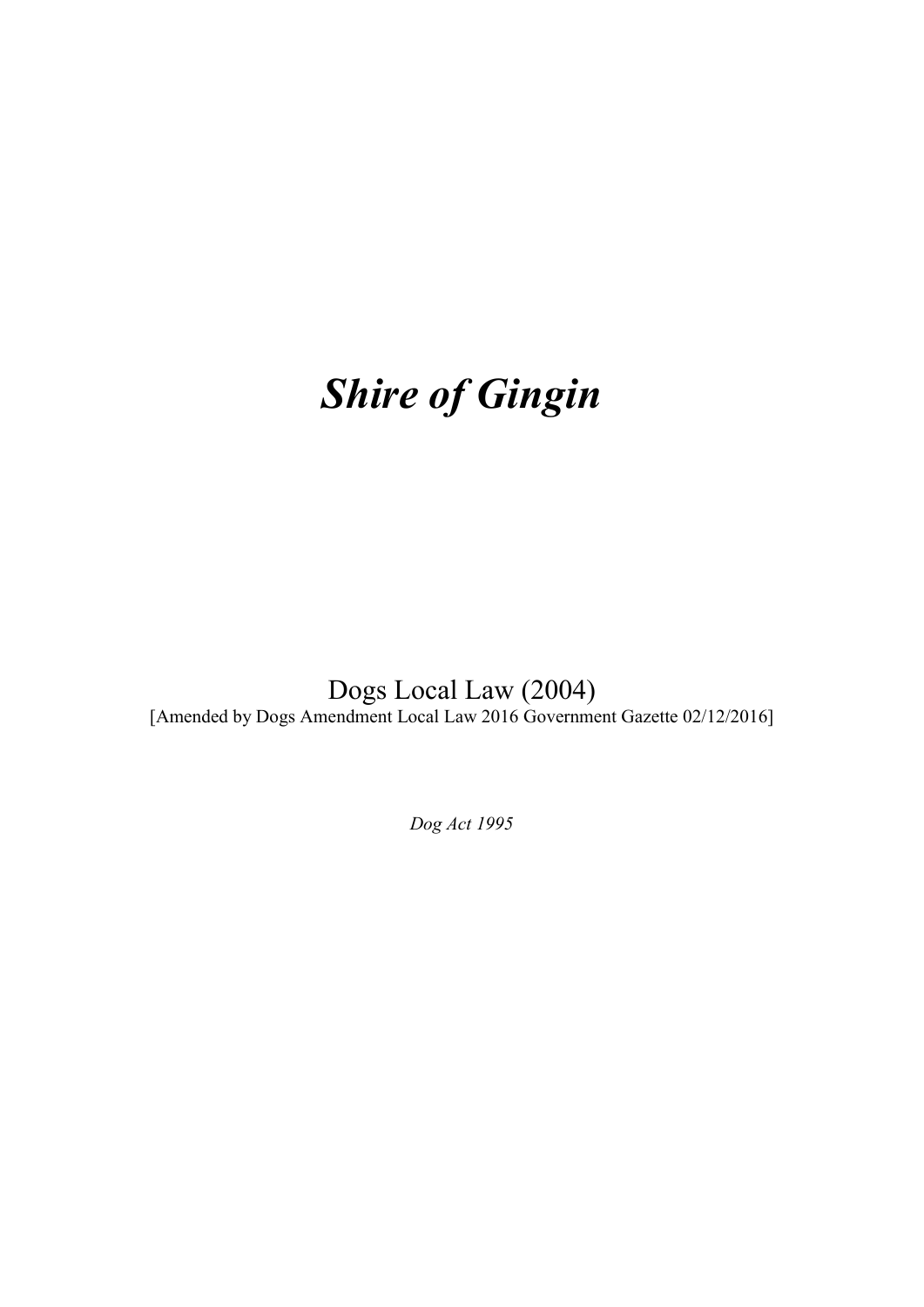# *Shire of Gingin*

Dogs Local Law (2004)

[Amended by Dogs Amendment Local Law 2016 Government Gazette 02/12/2016]

*Dog Act 1995*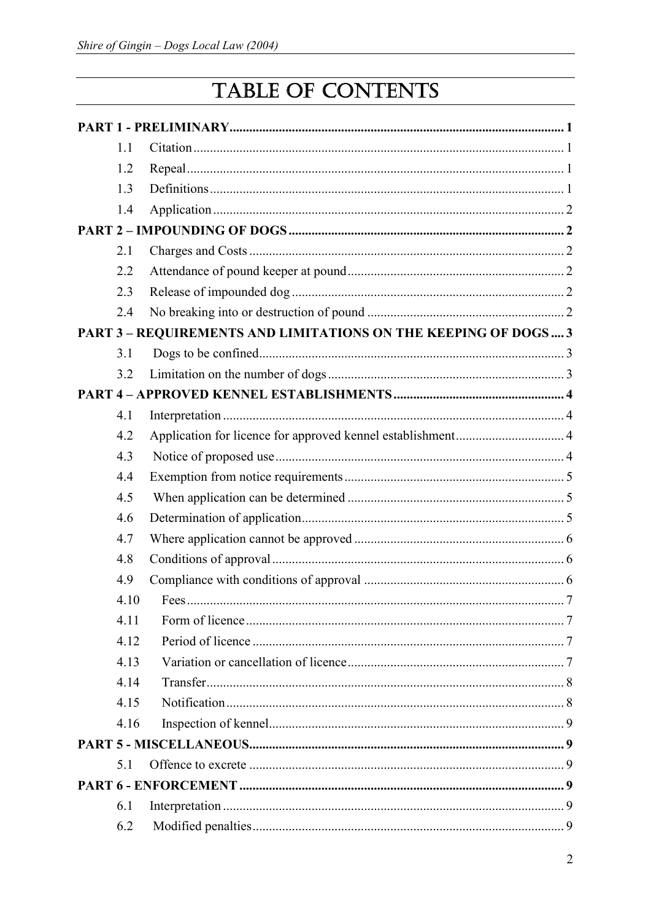# TABLE OF CONTENTS

**PART 1 - PRELIMINARY** .......... 1

- 1.1 Citation .......... 1
- 1.2 Repeal .......... 1
- 1.3 Definitions .......... 1
- 1.4 Application .......... 2

**PART 2 – IMPOUNDING OF DOGS** .......... 2

- 2.1 Charges and Costs .......... 2
- 2.2 Attendance of pound keeper at pound .......... 2
- 2.3 Release of impounded dog .......... 2
- 2.4 No breaking into or destruction of pound .......... 2

**PART 3 – REQUIREMENTS AND LIMITATIONS ON THE KEEPING OF DOGS** .......... 3

- 3.1 Dogs to be confined .......... 3
- 3.2 Limitation on the number of dogs .......... 3

**PART 4 – APPROVED KENNEL ESTABLISHMENTS** .......... 4

- 4.1 Interpretation .......... 4
- 4.2 Application for licence for approved kennel establishment .......... 4
- 4.3 Notice of proposed use .......... 4
- 4.4 Exemption from notice requirements .......... 5
- 4.5 When application can be determined .......... 5
- 4.6 Determination of application .......... 5
- 4.7 Where application cannot be approved .......... 6
- 4.8 Conditions of approval .......... 6
- 4.9 Compliance with conditions of approval .......... 6
- 4.10 Fees .......... 7
- 4.11 Form of licence .......... 7
- 4.12 Period of licence .......... 7
- 4.13 Variation or cancellation of licence .......... 7
- 4.14 Transfer .......... 8
- 4.15 Notification .......... 8
- 4.16 Inspection of kennel .......... 9

**PART 5 - MISCELLANEOUS** .......... 9

- 5.1 Offence to excrete .......... 9

**PART 6 - ENFORCEMENT** .......... 9

- 6.1 Interpretation .......... 9
- 6.2 Modified penalties .......... 9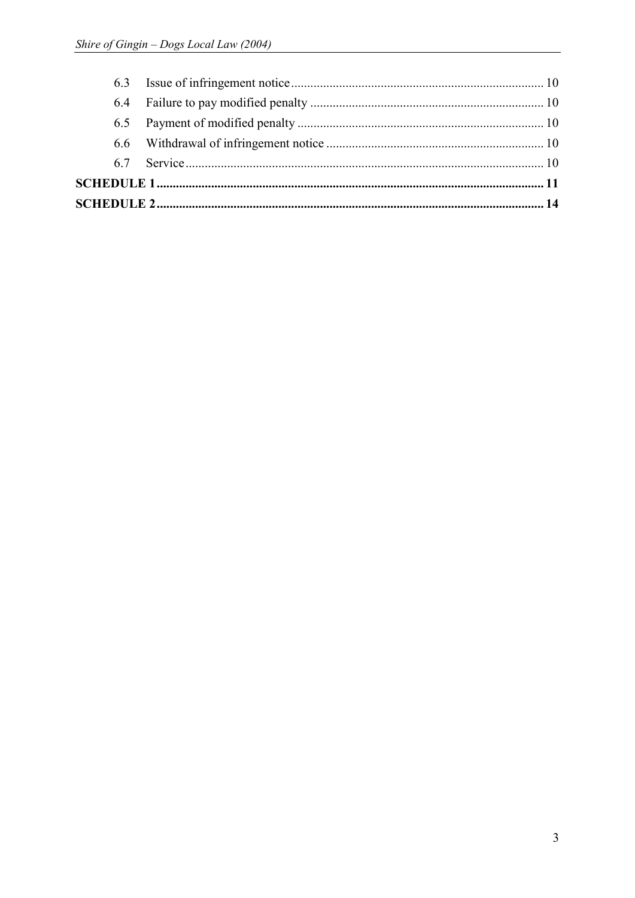| | | |
|---|---|---|
| 6.3 | Issue of infringement notice | 10 |
| 6.4 | Failure to pay modified penalty | 10 |
| 6.5 | Payment of modified penalty | 10 |
| 6.6 | Withdrawal of infringement notice | 10 |
| 6.7 | Service | 10 |
| **SCHEDULE 1** | | **11** |
| **SCHEDULE 2** | | **14** |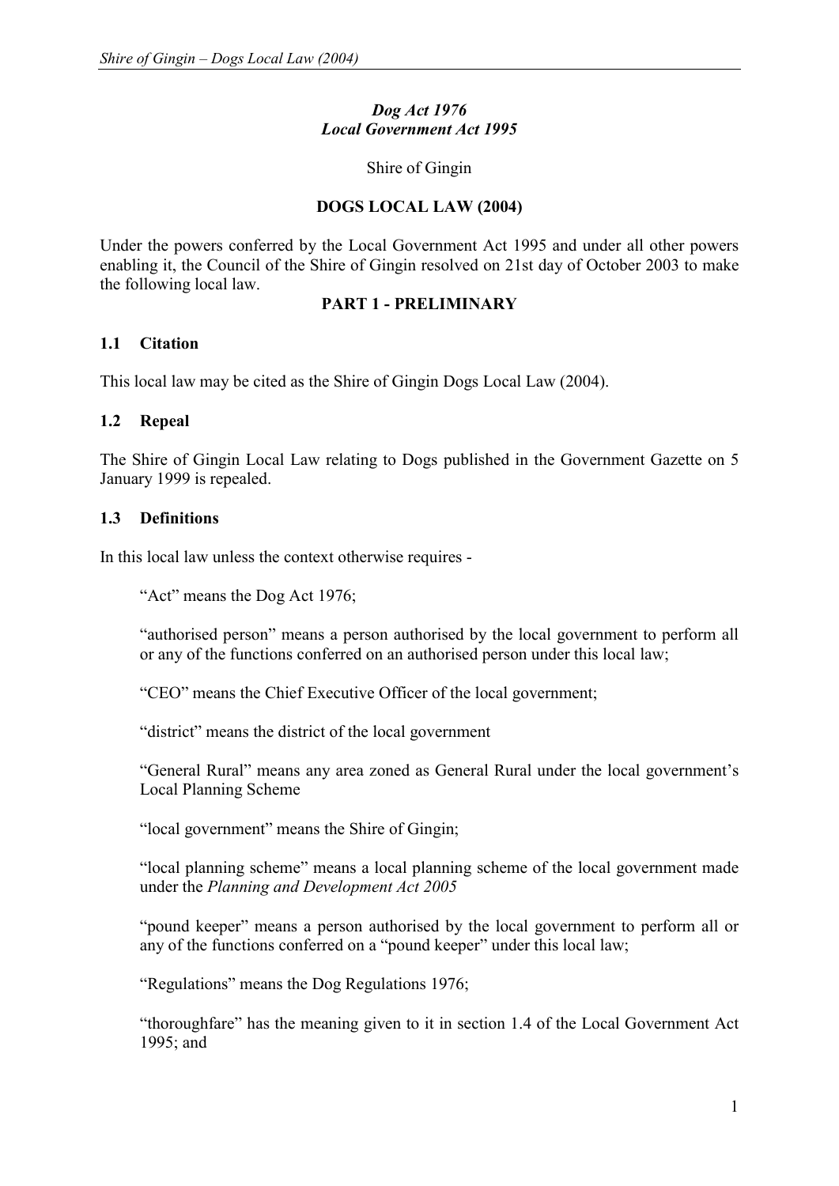***Dog Act 1976***
***Local Government Act 1995***

Shire of Gingin

**DOGS LOCAL LAW (2004)**

Under the powers conferred by the Local Government Act 1995 and under all other powers enabling it, the Council of the Shire of Gingin resolved on 21st day of October 2003 to make the following local law.

## PART 1 - PRELIMINARY

### 1.1 Citation

This local law may be cited as the Shire of Gingin Dogs Local Law (2004).

### 1.2 Repeal

The Shire of Gingin Local Law relating to Dogs published in the Government Gazette on 5 January 1999 is repealed.

### 1.3 Definitions

In this local law unless the context otherwise requires -

"Act" means the Dog Act 1976;

"authorised person" means a person authorised by the local government to perform all or any of the functions conferred on an authorised person under this local law;

"CEO" means the Chief Executive Officer of the local government;

"district" means the district of the local government

"General Rural" means any area zoned as General Rural under the local government's Local Planning Scheme

"local government" means the Shire of Gingin;

"local planning scheme" means a local planning scheme of the local government made under the *Planning and Development Act 2005*

"pound keeper" means a person authorised by the local government to perform all or any of the functions conferred on a "pound keeper" under this local law;

"Regulations" means the Dog Regulations 1976;

"thoroughfare" has the meaning given to it in section 1.4 of the Local Government Act 1995; and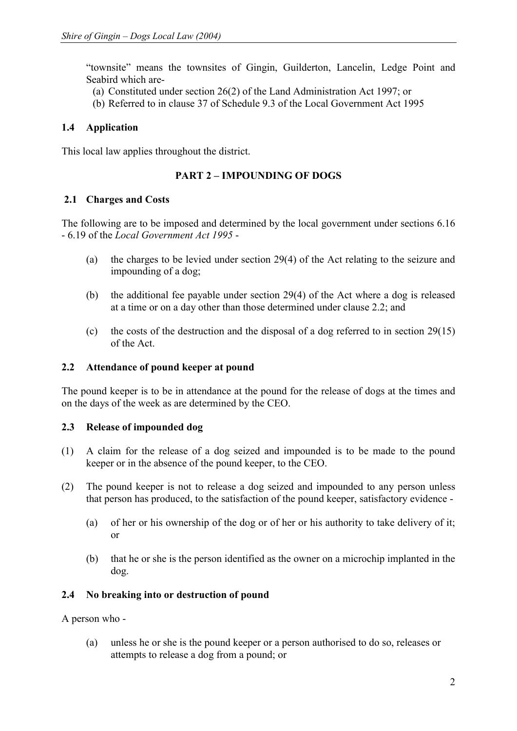"townsite" means the townsites of Gingin, Guilderton, Lancelin, Ledge Point and Seabird which are-

(a) Constituted under section 26(2) of the Land Administration Act 1997; or
(b) Referred to in clause 37 of Schedule 9.3 of the Local Government Act 1995

### 1.4 Application

This local law applies throughout the district.

## PART 2 – IMPOUNDING OF DOGS

### 2.1 Charges and Costs

The following are to be imposed and determined by the local government under sections 6.16 - 6.19 of the *Local Government Act 1995* -

(a) the charges to be levied under section 29(4) of the Act relating to the seizure and impounding of a dog;

(b) the additional fee payable under section 29(4) of the Act where a dog is released at a time or on a day other than those determined under clause 2.2; and

(c) the costs of the destruction and the disposal of a dog referred to in section 29(15) of the Act.

### 2.2 Attendance of pound keeper at pound

The pound keeper is to be in attendance at the pound for the release of dogs at the times and on the days of the week as are determined by the CEO.

### 2.3 Release of impounded dog

(1) A claim for the release of a dog seized and impounded is to be made to the pound keeper or in the absence of the pound keeper, to the CEO.

(2) The pound keeper is not to release a dog seized and impounded to any person unless that person has produced, to the satisfaction of the pound keeper, satisfactory evidence -

(a) of her or his ownership of the dog or of her or his authority to take delivery of it; or

(b) that he or she is the person identified as the owner on a microchip implanted in the dog.

### 2.4 No breaking into or destruction of pound

A person who -

(a) unless he or she is the pound keeper or a person authorised to do so, releases or attempts to release a dog from a pound; or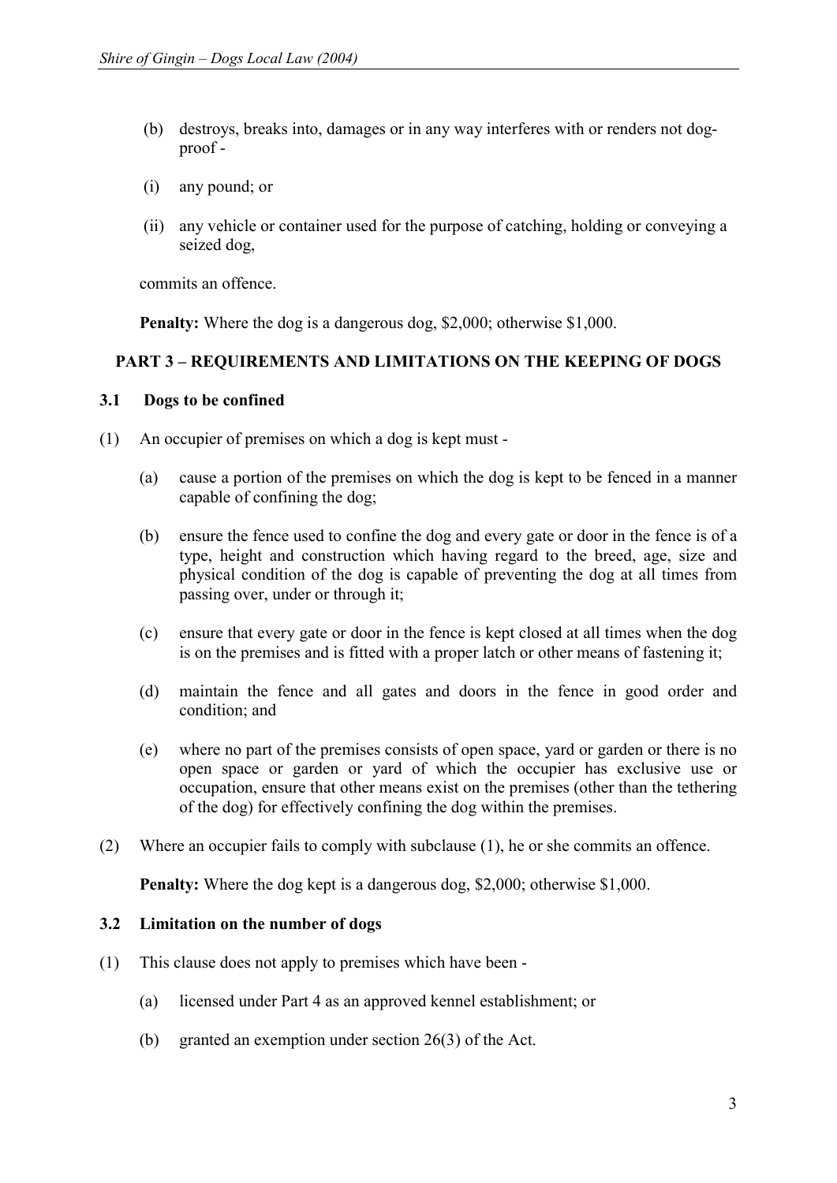(b) destroys, breaks into, damages or in any way interferes with or renders not dog-proof -

(i) any pound; or

(ii) any vehicle or container used for the purpose of catching, holding or conveying a seized dog,

commits an offence.

**Penalty:** Where the dog is a dangerous dog, $2,000; otherwise $1,000.

## PART 3 – REQUIREMENTS AND LIMITATIONS ON THE KEEPING OF DOGS

### 3.1 Dogs to be confined

(1) An occupier of premises on which a dog is kept must -

(a) cause a portion of the premises on which the dog is kept to be fenced in a manner capable of confining the dog;

(b) ensure the fence used to confine the dog and every gate or door in the fence is of a type, height and construction which having regard to the breed, age, size and physical condition of the dog is capable of preventing the dog at all times from passing over, under or through it;

(c) ensure that every gate or door in the fence is kept closed at all times when the dog is on the premises and is fitted with a proper latch or other means of fastening it;

(d) maintain the fence and all gates and doors in the fence in good order and condition; and

(e) where no part of the premises consists of open space, yard or garden or there is no open space or garden or yard of which the occupier has exclusive use or occupation, ensure that other means exist on the premises (other than the tethering of the dog) for effectively confining the dog within the premises.

(2) Where an occupier fails to comply with subclause (1), he or she commits an offence.

**Penalty:** Where the dog kept is a dangerous dog, $2,000; otherwise $1,000.

### 3.2 Limitation on the number of dogs

(1) This clause does not apply to premises which have been -

(a) licensed under Part 4 as an approved kennel establishment; or

(b) granted an exemption under section 26(3) of the Act.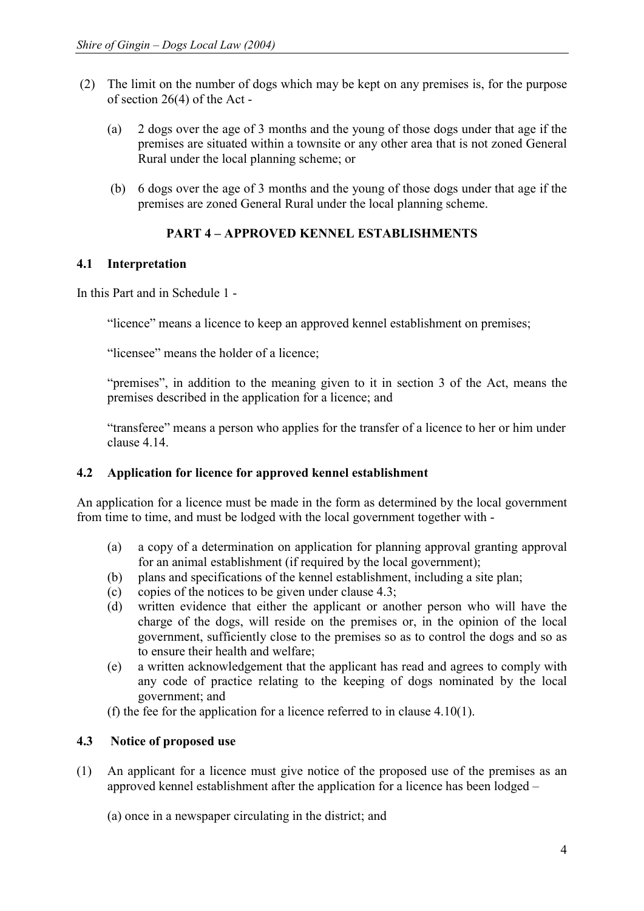(2) The limit on the number of dogs which may be kept on any premises is, for the purpose of section 26(4) of the Act -

(a) 2 dogs over the age of 3 months and the young of those dogs under that age if the premises are situated within a townsite or any other area that is not zoned General Rural under the local planning scheme; or

(b) 6 dogs over the age of 3 months and the young of those dogs under that age if the premises are zoned General Rural under the local planning scheme.

## PART 4 – APPROVED KENNEL ESTABLISHMENTS

### 4.1 Interpretation

In this Part and in Schedule 1 -

"licence" means a licence to keep an approved kennel establishment on premises;

"licensee" means the holder of a licence;

"premises", in addition to the meaning given to it in section 3 of the Act, means the premises described in the application for a licence; and

"transferee" means a person who applies for the transfer of a licence to her or him under clause 4.14.

### 4.2 Application for licence for approved kennel establishment

An application for a licence must be made in the form as determined by the local government from time to time, and must be lodged with the local government together with -

(a) a copy of a determination on application for planning approval granting approval for an animal establishment (if required by the local government);

(b) plans and specifications of the kennel establishment, including a site plan;

(c) copies of the notices to be given under clause 4.3;

(d) written evidence that either the applicant or another person who will have the charge of the dogs, will reside on the premises or, in the opinion of the local government, sufficiently close to the premises so as to control the dogs and so as to ensure their health and welfare;

(e) a written acknowledgement that the applicant has read and agrees to comply with any code of practice relating to the keeping of dogs nominated by the local government; and

(f) the fee for the application for a licence referred to in clause 4.10(1).

### 4.3 Notice of proposed use

(1) An applicant for a licence must give notice of the proposed use of the premises as an approved kennel establishment after the application for a licence has been lodged –

(a) once in a newspaper circulating in the district; and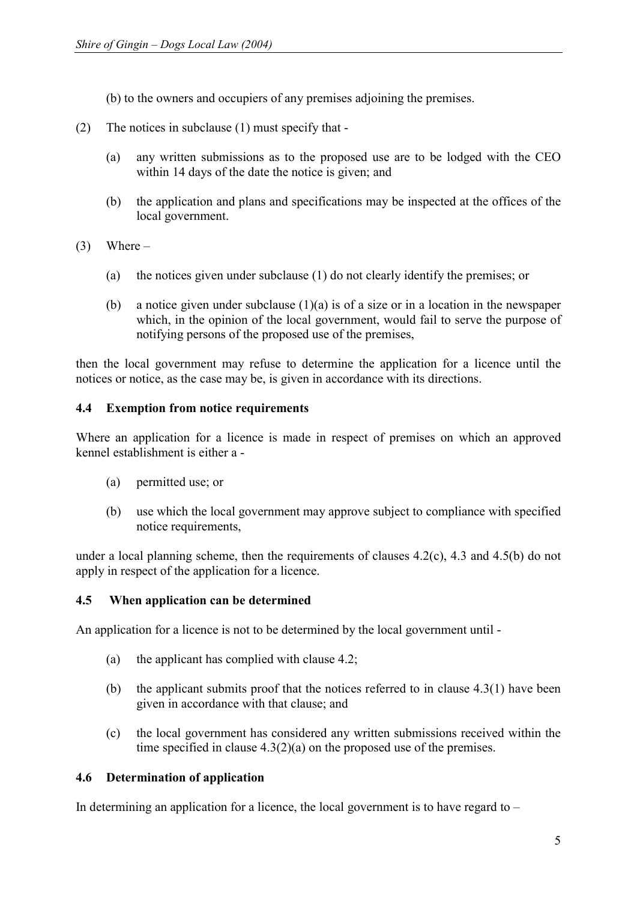(b) to the owners and occupiers of any premises adjoining the premises.

(2) The notices in subclause (1) must specify that -

- (a) any written submissions as to the proposed use are to be lodged with the CEO within 14 days of the date the notice is given; and
- (b) the application and plans and specifications may be inspected at the offices of the local government.

(3) Where –

- (a) the notices given under subclause (1) do not clearly identify the premises; or
- (b) a notice given under subclause (1)(a) is of a size or in a location in the newspaper which, in the opinion of the local government, would fail to serve the purpose of notifying persons of the proposed use of the premises,

then the local government may refuse to determine the application for a licence until the notices or notice, as the case may be, is given in accordance with its directions.

#### 4.4 Exemption from notice requirements

Where an application for a licence is made in respect of premises on which an approved kennel establishment is either a -

- (a) permitted use; or
- (b) use which the local government may approve subject to compliance with specified notice requirements,

under a local planning scheme, then the requirements of clauses 4.2(c), 4.3 and 4.5(b) do not apply in respect of the application for a licence.

#### 4.5 When application can be determined

An application for a licence is not to be determined by the local government until -

- (a) the applicant has complied with clause 4.2;
- (b) the applicant submits proof that the notices referred to in clause 4.3(1) have been given in accordance with that clause; and
- (c) the local government has considered any written submissions received within the time specified in clause 4.3(2)(a) on the proposed use of the premises.

#### 4.6 Determination of application

In determining an application for a licence, the local government is to have regard to –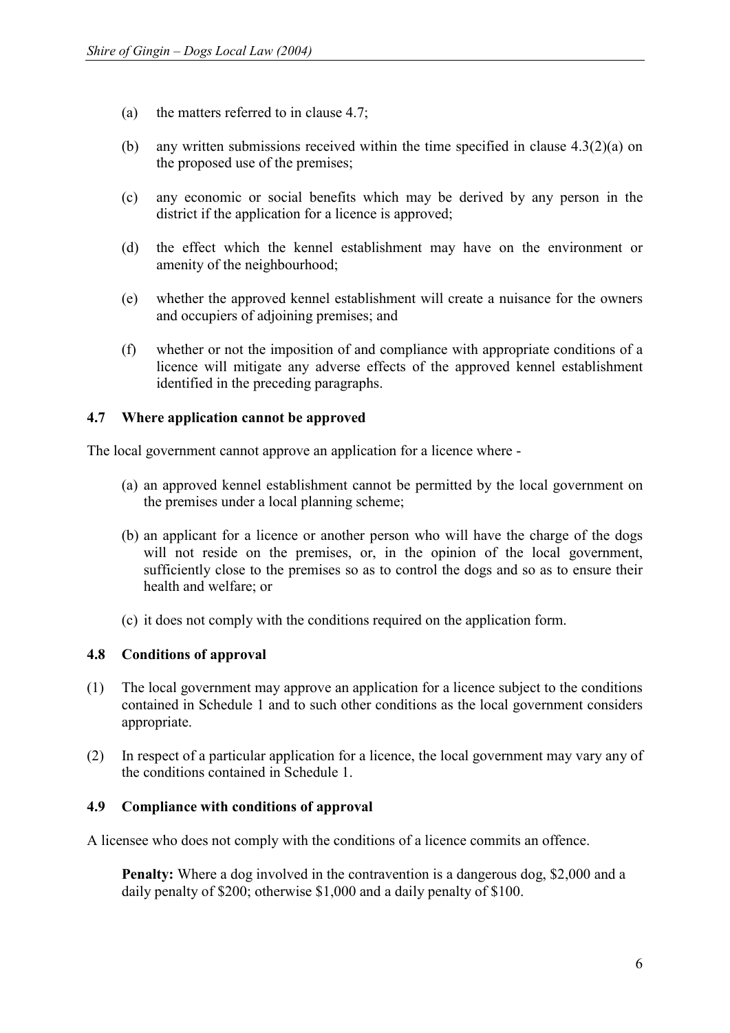(a) the matters referred to in clause 4.7;

(b) any written submissions received within the time specified in clause 4.3(2)(a) on the proposed use of the premises;

(c) any economic or social benefits which may be derived by any person in the district if the application for a licence is approved;

(d) the effect which the kennel establishment may have on the environment or amenity of the neighbourhood;

(e) whether the approved kennel establishment will create a nuisance for the owners and occupiers of adjoining premises; and

(f) whether or not the imposition of and compliance with appropriate conditions of a licence will mitigate any adverse effects of the approved kennel establishment identified in the preceding paragraphs.

### 4.7 Where application cannot be approved

The local government cannot approve an application for a licence where -

(a) an approved kennel establishment cannot be permitted by the local government on the premises under a local planning scheme;

(b) an applicant for a licence or another person who will have the charge of the dogs will not reside on the premises, or, in the opinion of the local government, sufficiently close to the premises so as to control the dogs and so as to ensure their health and welfare; or

(c) it does not comply with the conditions required on the application form.

### 4.8 Conditions of approval

(1) The local government may approve an application for a licence subject to the conditions contained in Schedule 1 and to such other conditions as the local government considers appropriate.

(2) In respect of a particular application for a licence, the local government may vary any of the conditions contained in Schedule 1.

### 4.9 Compliance with conditions of approval

A licensee who does not comply with the conditions of a licence commits an offence.

**Penalty:** Where a dog involved in the contravention is a dangerous dog, $2,000 and a daily penalty of $200; otherwise $1,000 and a daily penalty of $100.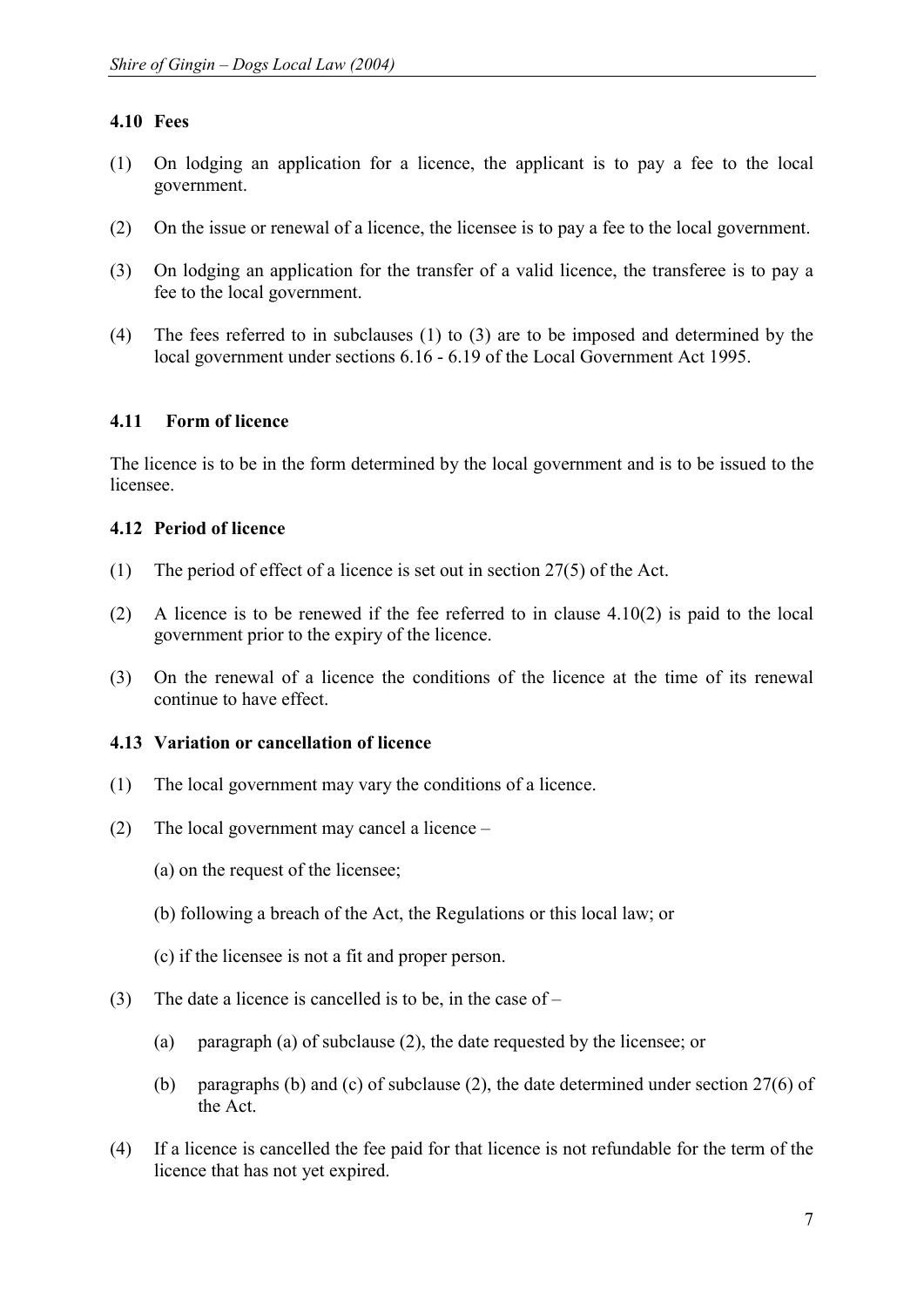### 4.10 Fees

(1) On lodging an application for a licence, the applicant is to pay a fee to the local government.

(2) On the issue or renewal of a licence, the licensee is to pay a fee to the local government.

(3) On lodging an application for the transfer of a valid licence, the transferee is to pay a fee to the local government.

(4) The fees referred to in subclauses (1) to (3) are to be imposed and determined by the local government under sections 6.16 - 6.19 of the Local Government Act 1995.

### 4.11 Form of licence

The licence is to be in the form determined by the local government and is to be issued to the licensee.

### 4.12 Period of licence

(1) The period of effect of a licence is set out in section 27(5) of the Act.

(2) A licence is to be renewed if the fee referred to in clause 4.10(2) is paid to the local government prior to the expiry of the licence.

(3) On the renewal of a licence the conditions of the licence at the time of its renewal continue to have effect.

### 4.13 Variation or cancellation of licence

(1) The local government may vary the conditions of a licence.

(2) The local government may cancel a licence –

(a) on the request of the licensee;

(b) following a breach of the Act, the Regulations or this local law; or

(c) if the licensee is not a fit and proper person.

(3) The date a licence is cancelled is to be, in the case of –

(a) paragraph (a) of subclause (2), the date requested by the licensee; or

(b) paragraphs (b) and (c) of subclause (2), the date determined under section 27(6) of the Act.

(4) If a licence is cancelled the fee paid for that licence is not refundable for the term of the licence that has not yet expired.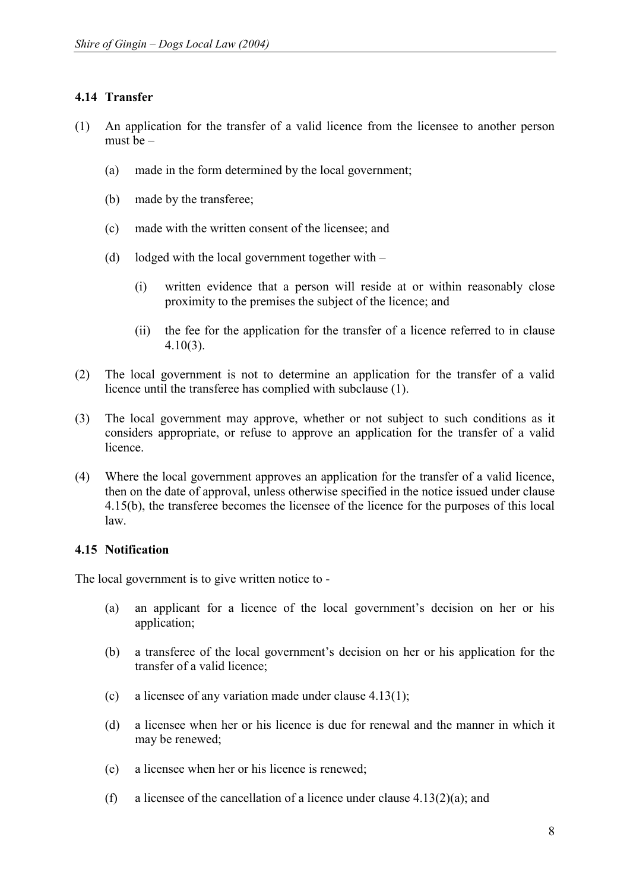### 4.14 Transfer

(1) An application for the transfer of a valid licence from the licensee to another person must be –

   (a) made in the form determined by the local government;

   (b) made by the transferee;

   (c) made with the written consent of the licensee; and

   (d) lodged with the local government together with –

      (i) written evidence that a person will reside at or within reasonably close proximity to the premises the subject of the licence; and

      (ii) the fee for the application for the transfer of a licence referred to in clause 4.10(3).

(2) The local government is not to determine an application for the transfer of a valid licence until the transferee has complied with subclause (1).

(3) The local government may approve, whether or not subject to such conditions as it considers appropriate, or refuse to approve an application for the transfer of a valid licence.

(4) Where the local government approves an application for the transfer of a valid licence, then on the date of approval, unless otherwise specified in the notice issued under clause 4.15(b), the transferee becomes the licensee of the licence for the purposes of this local law.

### 4.15 Notification

The local government is to give written notice to -

   (a) an applicant for a licence of the local government's decision on her or his application;

   (b) a transferee of the local government's decision on her or his application for the transfer of a valid licence;

   (c) a licensee of any variation made under clause 4.13(1);

   (d) a licensee when her or his licence is due for renewal and the manner in which it may be renewed;

   (e) a licensee when her or his licence is renewed;

   (f) a licensee of the cancellation of a licence under clause 4.13(2)(a); and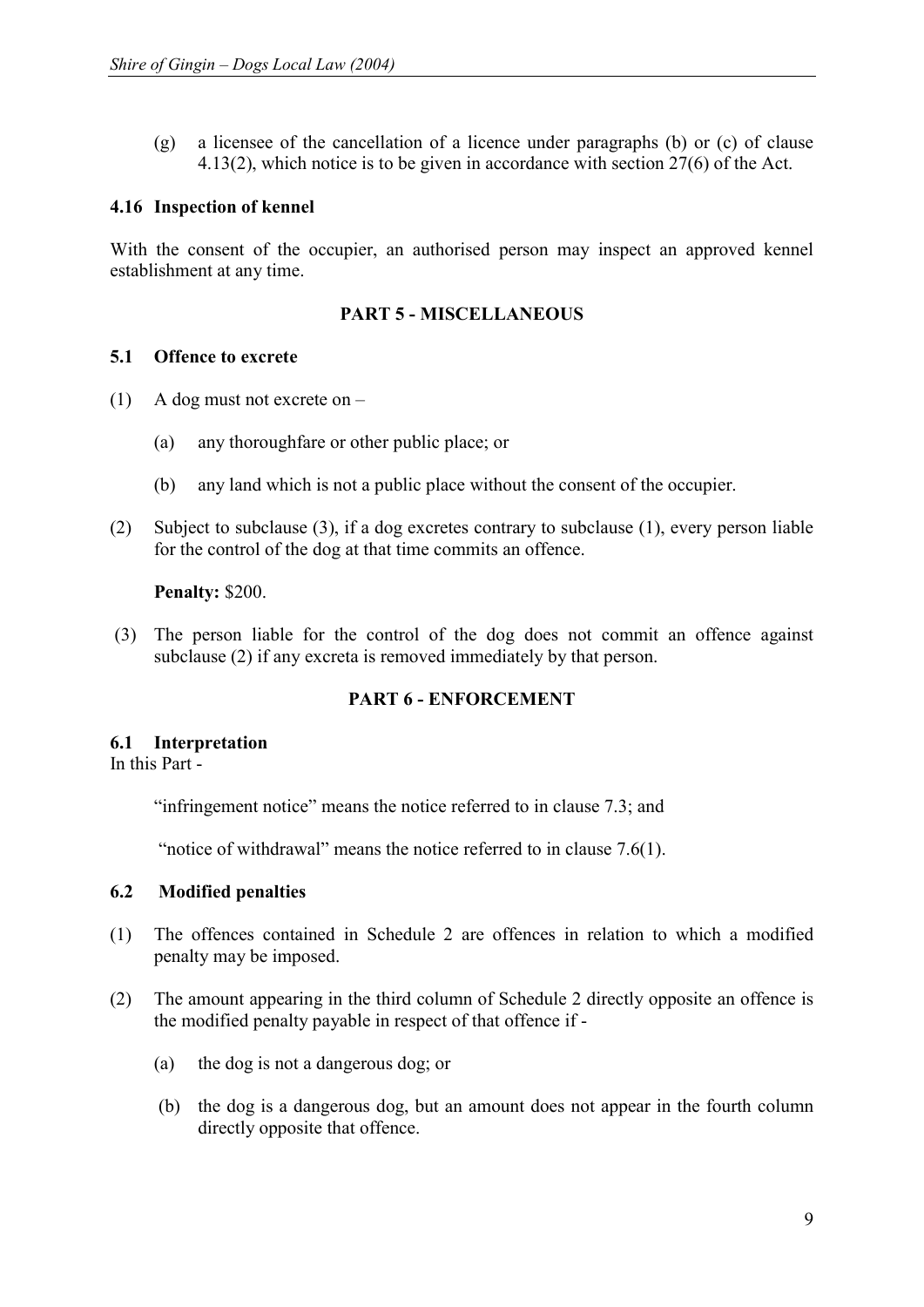(g) a licensee of the cancellation of a licence under paragraphs (b) or (c) of clause 4.13(2), which notice is to be given in accordance with section 27(6) of the Act.

### 4.16 Inspection of kennel

With the consent of the occupier, an authorised person may inspect an approved kennel establishment at any time.

## PART 5 - MISCELLANEOUS

### 5.1 Offence to excrete

(1) A dog must not excrete on –

(a) any thoroughfare or other public place; or

(b) any land which is not a public place without the consent of the occupier.

(2) Subject to subclause (3), if a dog excretes contrary to subclause (1), every person liable for the control of the dog at that time commits an offence.

**Penalty:** $200.

(3) The person liable for the control of the dog does not commit an offence against subclause (2) if any excreta is removed immediately by that person.

## PART 6 - ENFORCEMENT

### 6.1 Interpretation

In this Part -

"infringement notice" means the notice referred to in clause 7.3; and

"notice of withdrawal" means the notice referred to in clause 7.6(1).

### 6.2 Modified penalties

(1) The offences contained in Schedule 2 are offences in relation to which a modified penalty may be imposed.

(2) The amount appearing in the third column of Schedule 2 directly opposite an offence is the modified penalty payable in respect of that offence if -

(a) the dog is not a dangerous dog; or

(b) the dog is a dangerous dog, but an amount does not appear in the fourth column directly opposite that offence.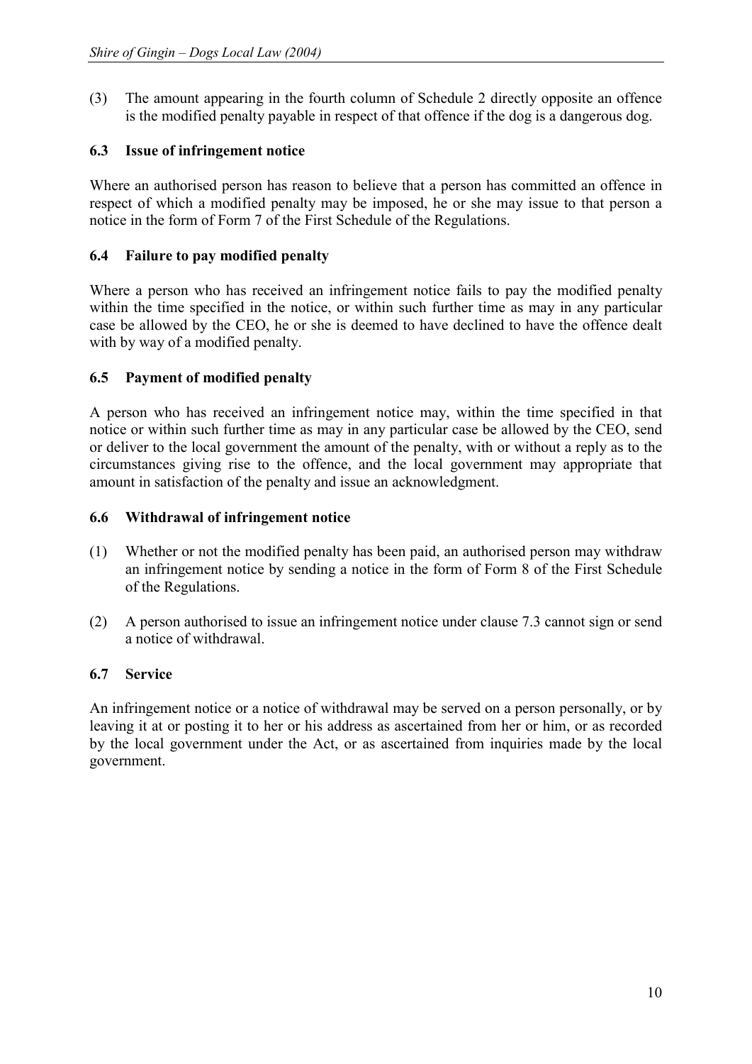(3) The amount appearing in the fourth column of Schedule 2 directly opposite an offence is the modified penalty payable in respect of that offence if the dog is a dangerous dog.

### 6.3 Issue of infringement notice

Where an authorised person has reason to believe that a person has committed an offence in respect of which a modified penalty may be imposed, he or she may issue to that person a notice in the form of Form 7 of the First Schedule of the Regulations.

### 6.4 Failure to pay modified penalty

Where a person who has received an infringement notice fails to pay the modified penalty within the time specified in the notice, or within such further time as may in any particular case be allowed by the CEO, he or she is deemed to have declined to have the offence dealt with by way of a modified penalty.

### 6.5 Payment of modified penalty

A person who has received an infringement notice may, within the time specified in that notice or within such further time as may in any particular case be allowed by the CEO, send or deliver to the local government the amount of the penalty, with or without a reply as to the circumstances giving rise to the offence, and the local government may appropriate that amount in satisfaction of the penalty and issue an acknowledgment.

### 6.6 Withdrawal of infringement notice

(1) Whether or not the modified penalty has been paid, an authorised person may withdraw an infringement notice by sending a notice in the form of Form 8 of the First Schedule of the Regulations.

(2) A person authorised to issue an infringement notice under clause 7.3 cannot sign or send a notice of withdrawal.

### 6.7 Service

An infringement notice or a notice of withdrawal may be served on a person personally, or by leaving it at or posting it to her or his address as ascertained from her or him, or as recorded by the local government under the Act, or as ascertained from inquiries made by the local government.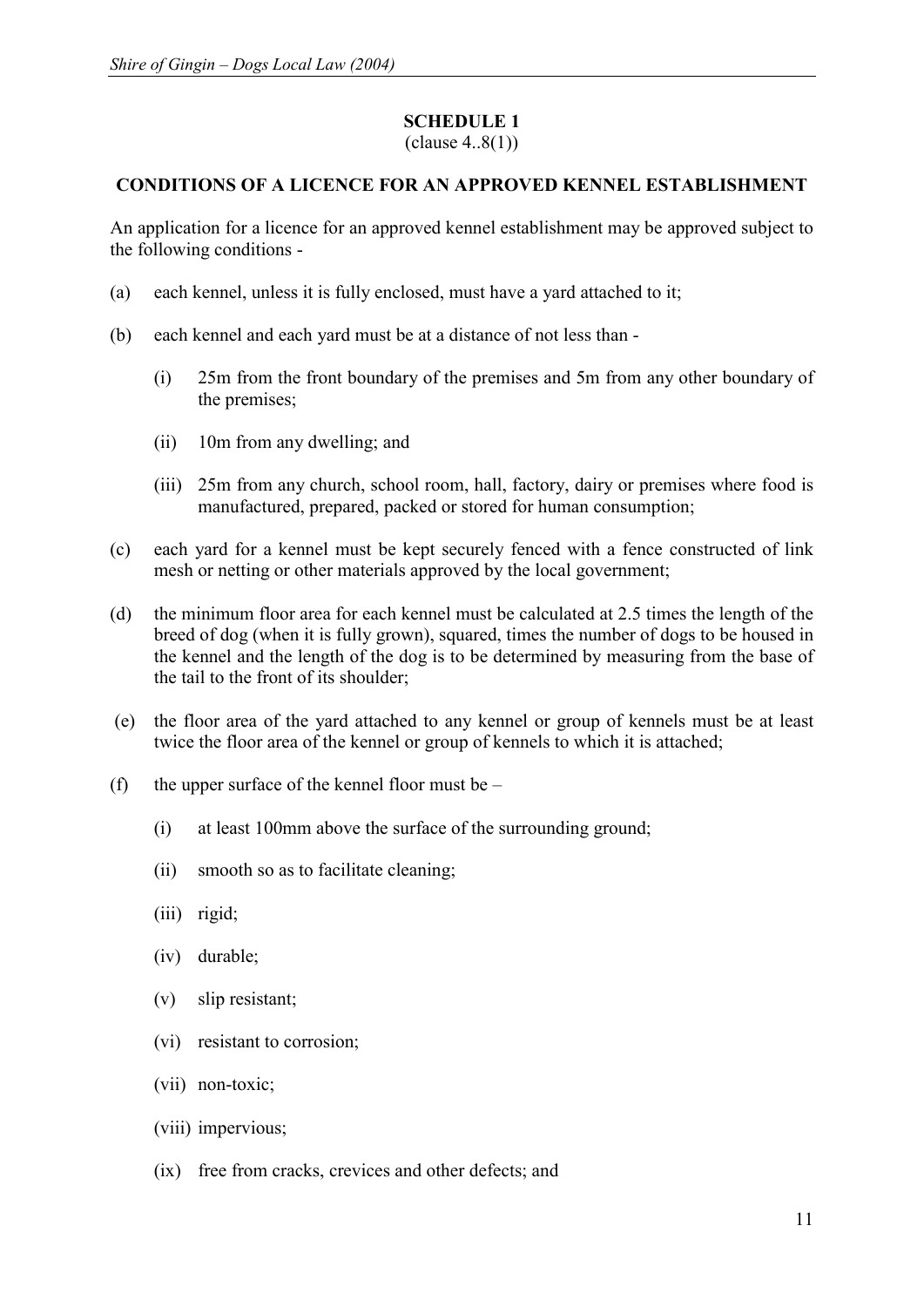## SCHEDULE 1

(clause 4..8(1))

### CONDITIONS OF A LICENCE FOR AN APPROVED KENNEL ESTABLISHMENT

An application for a licence for an approved kennel establishment may be approved subject to the following conditions -

(a) each kennel, unless it is fully enclosed, must have a yard attached to it;

(b) each kennel and each yard must be at a distance of not less than -

  (i) 25m from the front boundary of the premises and 5m from any other boundary of the premises;

  (ii) 10m from any dwelling; and

  (iii) 25m from any church, school room, hall, factory, dairy or premises where food is manufactured, prepared, packed or stored for human consumption;

(c) each yard for a kennel must be kept securely fenced with a fence constructed of link mesh or netting or other materials approved by the local government;

(d) the minimum floor area for each kennel must be calculated at 2.5 times the length of the breed of dog (when it is fully grown), squared, times the number of dogs to be housed in the kennel and the length of the dog is to be determined by measuring from the base of the tail to the front of its shoulder;

(e) the floor area of the yard attached to any kennel or group of kennels must be at least twice the floor area of the kennel or group of kennels to which it is attached;

(f) the upper surface of the kennel floor must be –

  (i) at least 100mm above the surface of the surrounding ground;

  (ii) smooth so as to facilitate cleaning;

  (iii) rigid;

  (iv) durable;

  (v) slip resistant;

  (vi) resistant to corrosion;

  (vii) non-toxic;

  (viii) impervious;

  (ix) free from cracks, crevices and other defects; and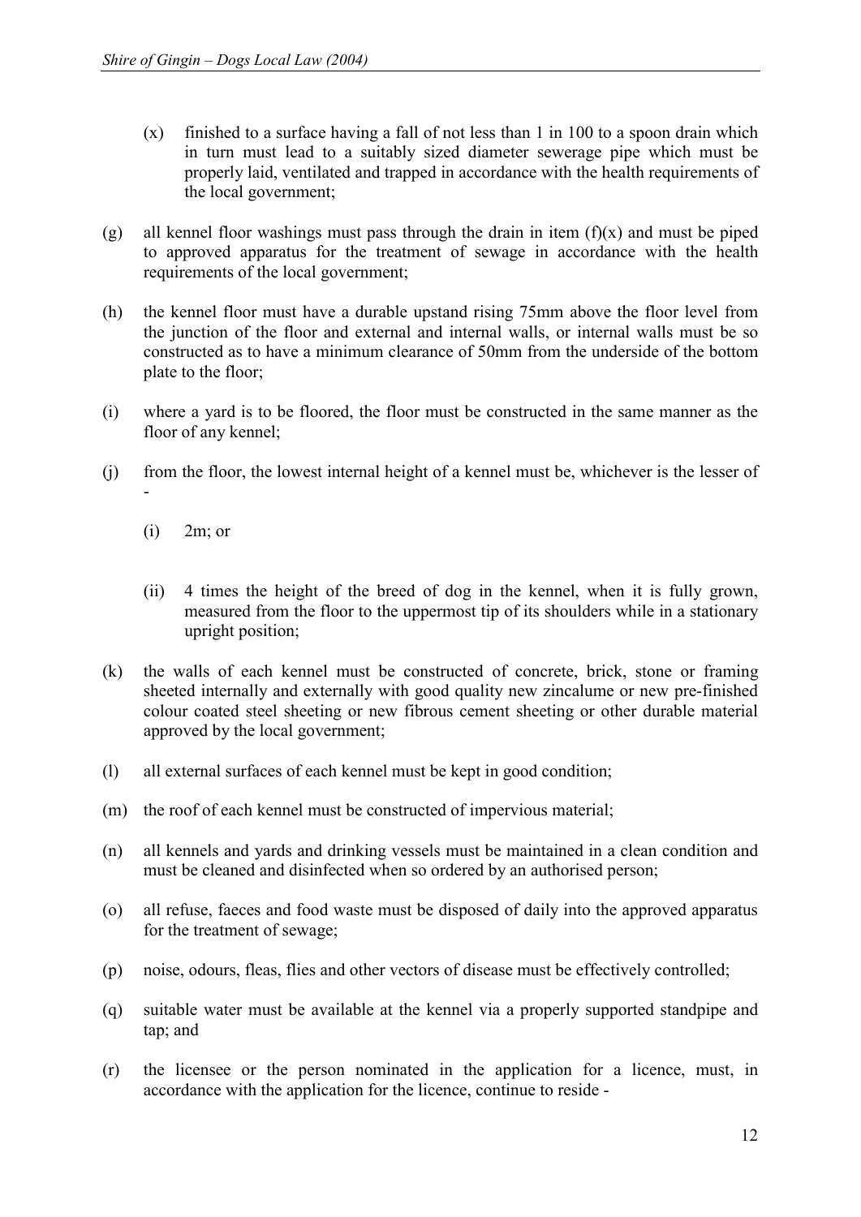(x) finished to a surface having a fall of not less than 1 in 100 to a spoon drain which in turn must lead to a suitably sized diameter sewerage pipe which must be properly laid, ventilated and trapped in accordance with the health requirements of the local government;

(g) all kennel floor washings must pass through the drain in item (f)(x) and must be piped to approved apparatus for the treatment of sewage in accordance with the health requirements of the local government;

(h) the kennel floor must have a durable upstand rising 75mm above the floor level from the junction of the floor and external and internal walls, or internal walls must be so constructed as to have a minimum clearance of 50mm from the underside of the bottom plate to the floor;

(i) where a yard is to be floored, the floor must be constructed in the same manner as the floor of any kennel;

(j) from the floor, the lowest internal height of a kennel must be, whichever is the lesser of -

(i) 2m; or

(ii) 4 times the height of the breed of dog in the kennel, when it is fully grown, measured from the floor to the uppermost tip of its shoulders while in a stationary upright position;

(k) the walls of each kennel must be constructed of concrete, brick, stone or framing sheeted internally and externally with good quality new zincalume or new pre-finished colour coated steel sheeting or new fibrous cement sheeting or other durable material approved by the local government;

(l) all external surfaces of each kennel must be kept in good condition;

(m) the roof of each kennel must be constructed of impervious material;

(n) all kennels and yards and drinking vessels must be maintained in a clean condition and must be cleaned and disinfected when so ordered by an authorised person;

(o) all refuse, faeces and food waste must be disposed of daily into the approved apparatus for the treatment of sewage;

(p) noise, odours, fleas, flies and other vectors of disease must be effectively controlled;

(q) suitable water must be available at the kennel via a properly supported standpipe and tap; and

(r) the licensee or the person nominated in the application for a licence, must, in accordance with the application for the licence, continue to reside -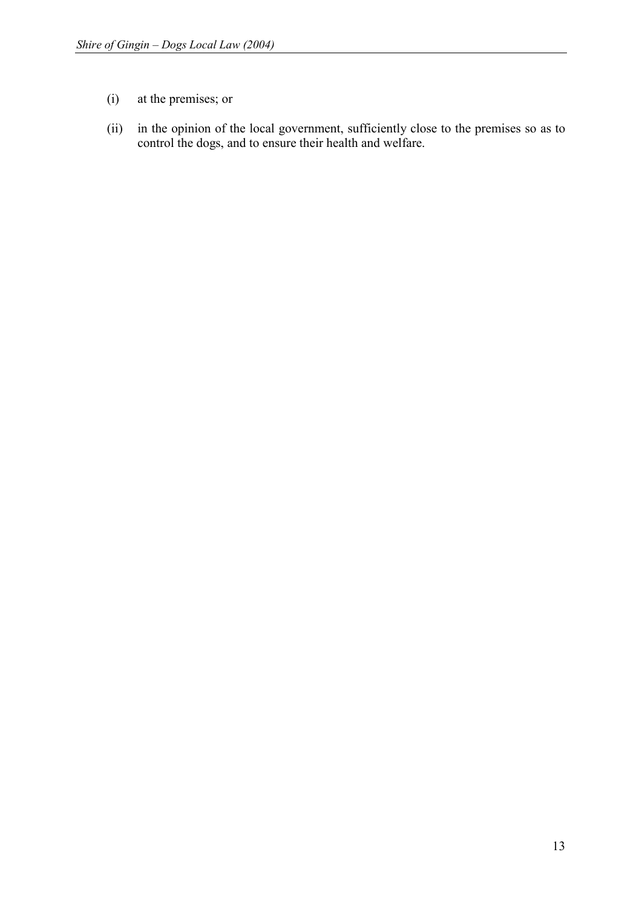(i) at the premises; or

(ii) in the opinion of the local government, sufficiently close to the premises so as to control the dogs, and to ensure their health and welfare.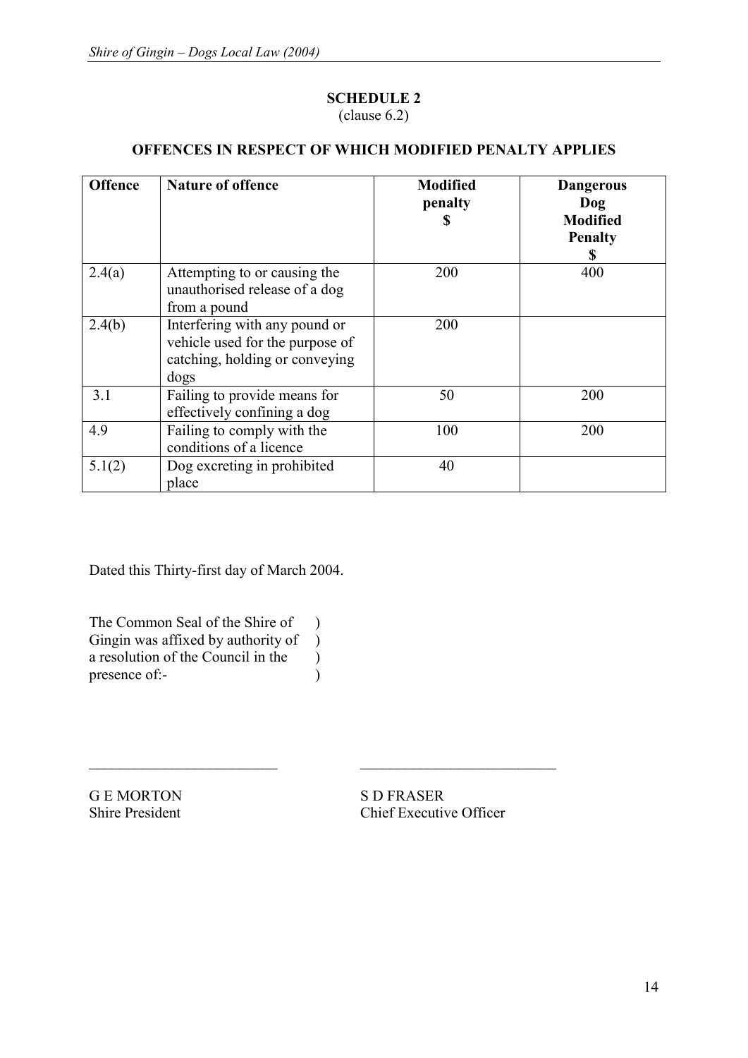## SCHEDULE 2

(clause 6.2)

### OFFENCES IN RESPECT OF WHICH MODIFIED PENALTY APPLIES

| Offence | Nature of offence | Modified penalty $ | Dangerous Dog Modified Penalty $ |
|---|---|---|---|
| 2.4(a) | Attempting to or causing the unauthorised release of a dog from a pound | 200 | 400 |
| 2.4(b) | Interfering with any pound or vehicle used for the purpose of catching, holding or conveying dogs | 200 | |
| 3.1 | Failing to provide means for effectively confining a dog | 50 | 200 |
| 4.9 | Failing to comply with the conditions of a licence | 100 | 200 |
| 5.1(2) | Dog excreting in prohibited place | 40 | |

Dated this Thirty-first day of March 2004.

The Common Seal of the Shire of Gingin was affixed by authority of a resolution of the Council in the presence of:-

G E MORTON
Shire President

S D FRASER
Chief Executive Officer